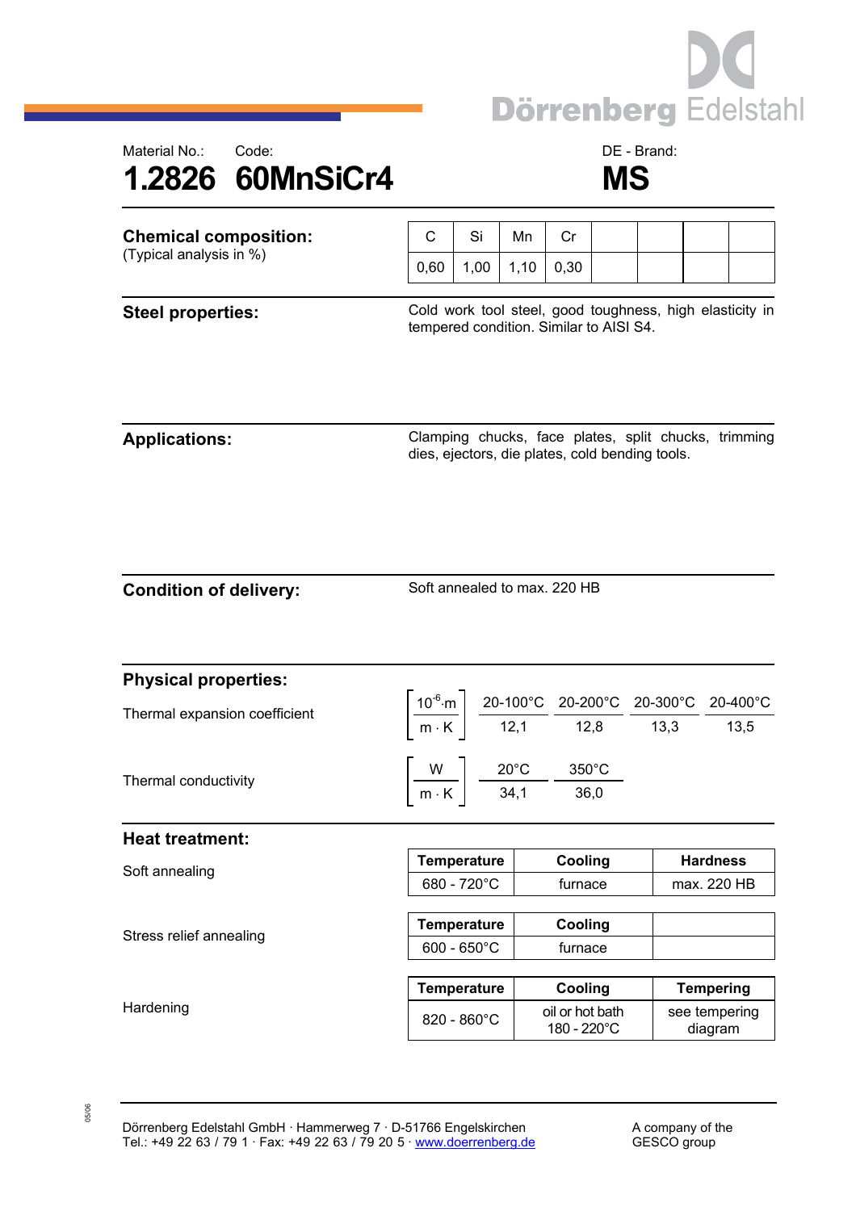Dörrenberg Edelstahl

Material No.: 1.2826

Code: 60MnSiCr4

DE - Brand: MS

## Chemical composition:

(Typical analysis in %)

| C | Si | Mn | Cr | | | | |
|---|---|---|---|---|---|---|---|
| 0,60 | 1,00 | 1,10 | 0,30 | | | | |

## Steel properties:

Cold work tool steel, good toughness, high elasticity in tempered condition. Similar to AISI S4.

## Applications:

Clamping chucks, face plates, split chucks, trimming dies, ejectors, die plates, cold bending tools.

## Condition of delivery:

Soft annealed to max. 220 HB

## Physical properties:

Thermal expansion coefficient $\left[\frac{10^{-6} \cdot m}{m \cdot K}\right]$

| 20-100°C | 20-200°C | 20-300°C | 20-400°C |
|---|---|---|---|
| 12,1 | 12,8 | 13,3 | 13,5 |

Thermal conductivity $\left[\frac{W}{m \cdot K}\right]$

| 20°C | 350°C |
|---|---|
| 34,1 | 36,0 |

## Heat treatment:

Soft annealing

| Temperature | Cooling | Hardness |
|---|---|---|
| 680 - 720°C | furnace | max. 220 HB |

Stress relief annealing

| Temperature | Cooling | |
|---|---|---|
| 600 - 650°C | furnace | |

Hardening

| Temperature | Cooling | Tempering |
|---|---|---|
| 820 - 860°C | oil or hot bath 180 - 220°C | see tempering diagram |

Dörrenberg Edelstahl GmbH · Hammerweg 7 · D-51766 Engelskirchen
Tel.: +49 22 63 / 79 1 · Fax: +49 22 63 / 79 20 5 · www.doerrenberg.de

A company of the GESCO group

05/06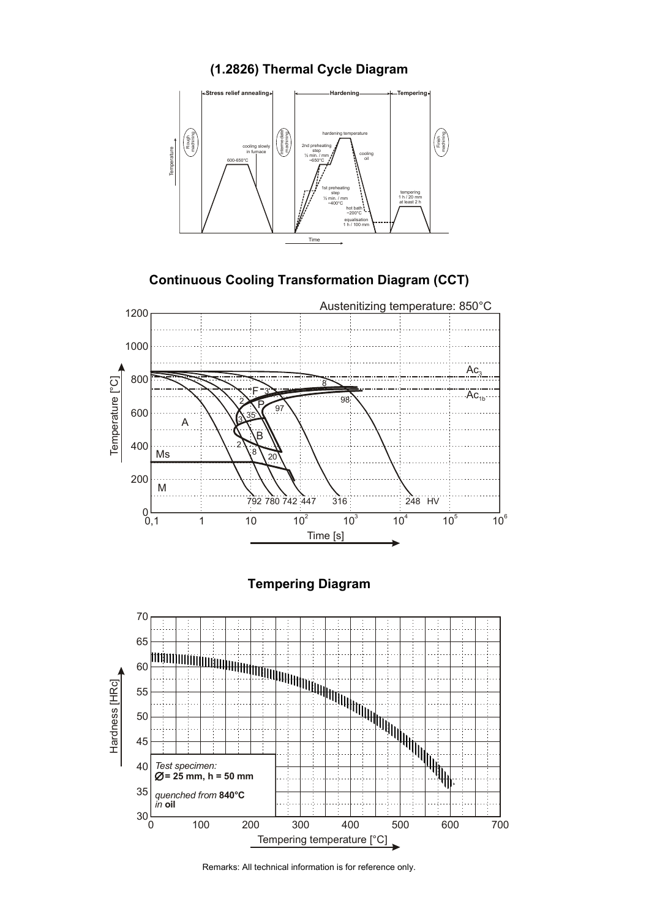## (1.2826) Thermal Cycle Diagram

Stress relief annealing
Hardening
Tempering

Rough machining
Intermediate machining
Finish machining

Temperature
Time

600-650°C
cooling slowly in furnace

hardening temperature
2nd preheating step
½ min. / mm
~650°C
1st preheating step
½ min. / mm
~400°C
cooling oil
hot bath ~200°C
equalisation 1 h / 100 mm

tempering
1 h / 20 mm
at least 2 h

## Continuous Cooling Transformation Diagram (CCT)

Austenitizing temperature: 850°C

Temperature [°C]
1200
1000
800
600
400
200
0

$Ac_3$
$Ac_{1b}$

A
F
P
B
Ms
M

8
98
3
2
97
35
3
2
8
20

792 780 742 447 316 248 HV

0,1 1 10 $10^2$ $10^3$ $10^4$ $10^5$ $10^6$

Time [s]

## Tempering Diagram

Hardness [HRc]
70
65
60
55
50
45
40
35
30

*Test specimen:*
**∅= 25 mm, h = 50 mm**

*quenched from* **840°C**
*in* **oil**

0 100 200 300 400 500 600 700

Tempering temperature [°C]

Remarks: All technical information is for reference only.